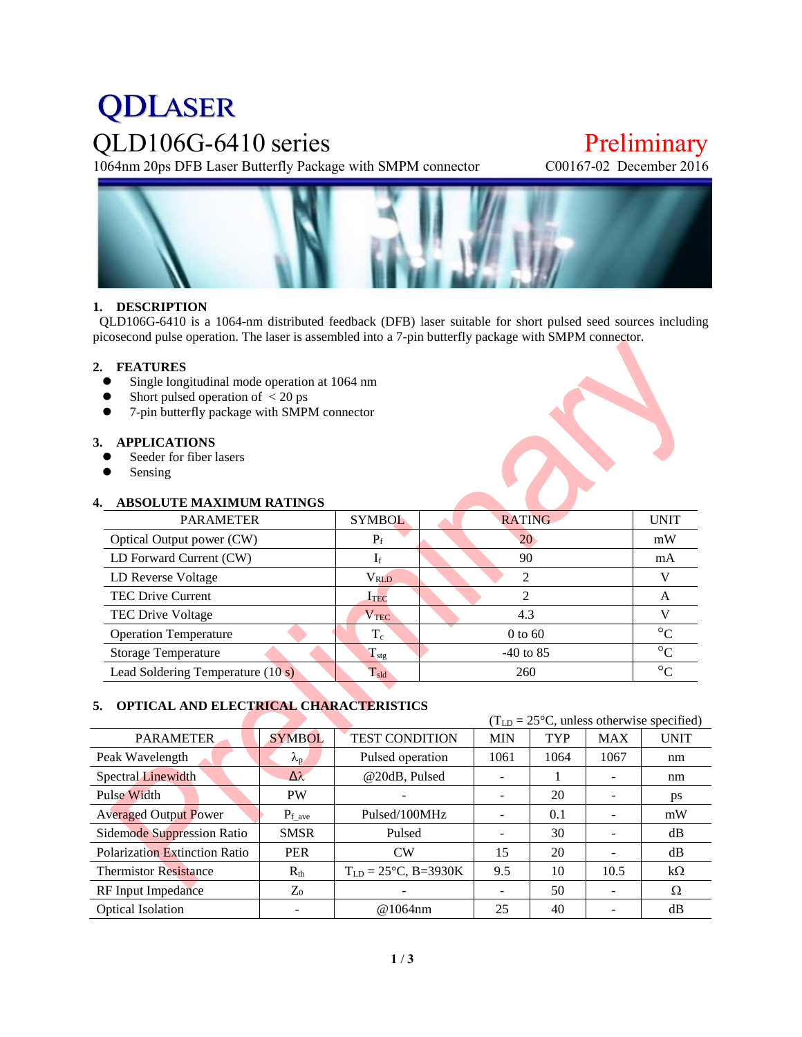# QDLASER

## QLD106G-6410 series

**Preliminary**

1064nm 20ps DFB Laser Butterfly Package with SMPM connector

C00167-02 December 2016

### 1. DESCRIPTION

QLD106G-6410 is a 1064-nm distributed feedback (DFB) laser suitable for short pulsed seed sources including picosecond pulse operation. The laser is assembled into a 7-pin butterfly package with SMPM connector.

### 2. FEATURES

- Single longitudinal mode operation at 1064 nm
- Short pulsed operation of < 20 ps
- 7-pin butterfly package with SMPM connector

### 3. APPLICATIONS

- Seeder for fiber lasers
- Sensing

### 4. ABSOLUTE MAXIMUM RATINGS

| PARAMETER | SYMBOL | RATING | UNIT |
|---|---|---|---|
| Optical Output power (CW) | $P_f$ | 20 | mW |
| LD Forward Current (CW) | $I_f$ | 90 | mA |
| LD Reverse Voltage | $V_{RLD}$ | 2 | V |
| TEC Drive Current | $I_{TEC}$ | 2 | A |
| TEC Drive Voltage | $V_{TEC}$ | 4.3 | V |
| Operation Temperature | $T_c$ | 0 to 60 | °C |
| Storage Temperature | $T_{stg}$ | -40 to 85 | °C |
| Lead Soldering Temperature (10 s) | $T_{sld}$ | 260 | °C |

### 5. OPTICAL AND ELECTRICAL CHARACTERISTICS

($T_{LD}$ = 25°C, unless otherwise specified)

| PARAMETER | SYMBOL | TEST CONDITION | MIN | TYP | MAX | UNIT |
|---|---|---|---|---|---|---|
| Peak Wavelength | $\lambda_p$ | Pulsed operation | 1061 | 1064 | 1067 | nm |
| Spectral Linewidth | $\Delta\lambda$ | @20dB, Pulsed | - | 1 | - | nm |
| Pulse Width | PW | - | - | 20 | - | ps |
| Averaged Output Power | $P_{f\_ave}$ | Pulsed/100MHz | - | 0.1 | - | mW |
| Sidemode Suppression Ratio | SMSR | Pulsed | - | 30 | - | dB |
| Polarization Extinction Ratio | PER | CW | 15 | 20 | - | dB |
| Thermistor Resistance | $R_{th}$ | $T_{LD}$ = 25°C, B=3930K | 9.5 | 10 | 10.5 | kΩ |
| RF Input Impedance | $Z_0$ | - | - | 50 | - | Ω |
| Optical Isolation | - | @1064nm | 25 | 40 | - | dB |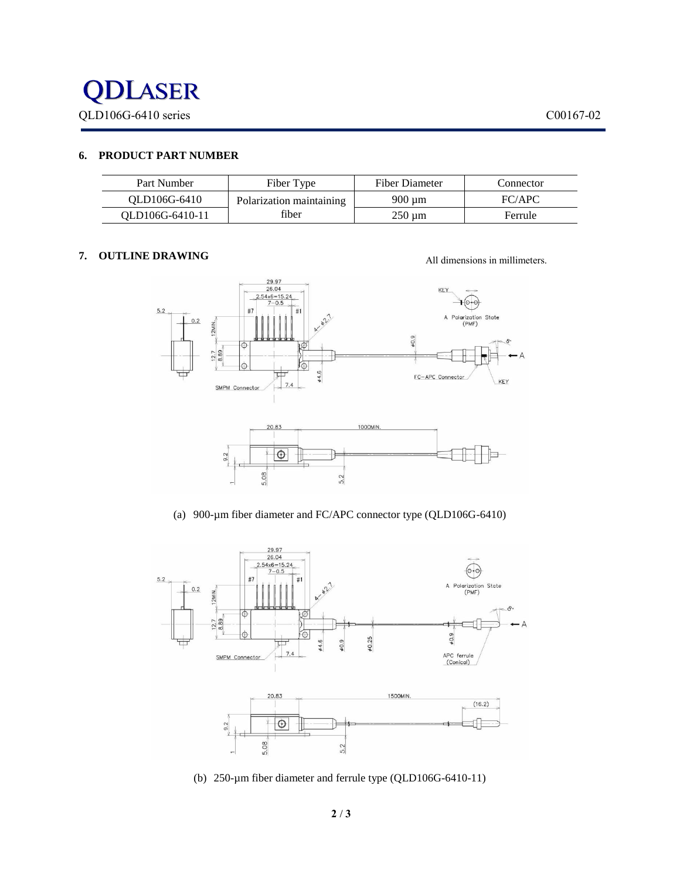## 6. PRODUCT PART NUMBER

| Part Number | Fiber Type | Fiber Diameter | Connector |
|---|---|---|---|
| QLD106G-6410 | Polarization maintaining fiber | 900 µm | FC/APC |
| QLD106G-6410-11 | | 250 µm | Ferrule |

## 7. OUTLINE DRAWING

All dimensions in millimeters.

(a) 900-µm fiber diameter and FC/APC connector type (QLD106G-6410)

(b) 250-µm fiber diameter and ferrule type (QLD106G-6410-11)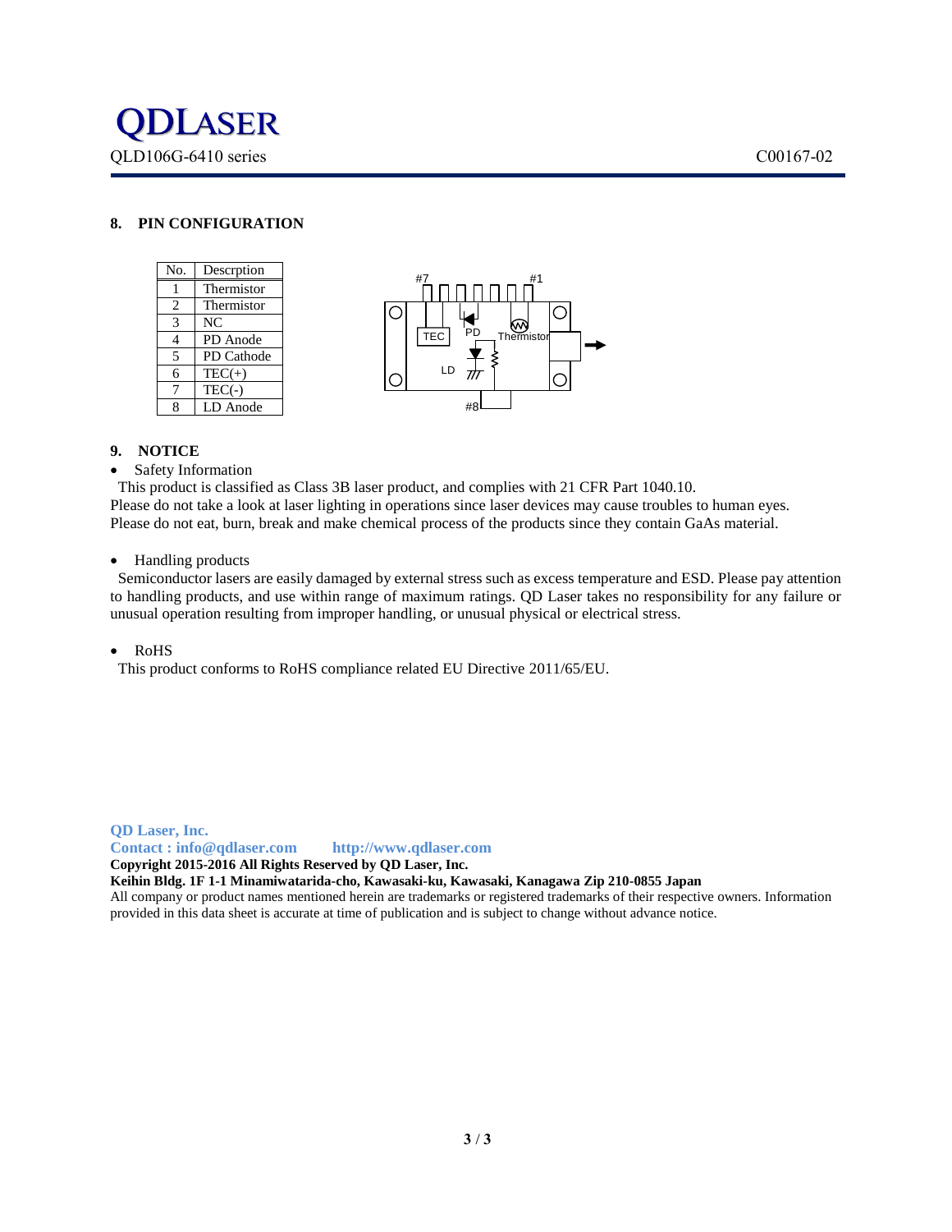## 8. PIN CONFIGURATION

| No. | Descrption |
|---|---|
| 1 | Thermistor |
| 2 | Thermistor |
| 3 | NC |
| 4 | PD Anode |
| 5 | PD Cathode |
| 6 | TEC(+) |
| 7 | TEC(-) |
| 8 | LD Anode |

#7
#1
TEC
PD
Thermistor
LD
#8

## 9. NOTICE

- Safety Information

This product is classified as Class 3B laser product, and complies with 21 CFR Part 1040.10.
Please do not take a look at laser lighting in operations since laser devices may cause troubles to human eyes.
Please do not eat, burn, break and make chemical process of the products since they contain GaAs material.

- Handling products

Semiconductor lasers are easily damaged by external stress such as excess temperature and ESD. Please pay attention to handling products, and use within range of maximum ratings. QD Laser takes no responsibility for any failure or unusual operation resulting from improper handling, or unusual physical or electrical stress.

- RoHS

This product conforms to RoHS compliance related EU Directive 2011/65/EU.

**QD Laser, Inc.**
**Contact : info@qdlaser.com** **http://www.qdlaser.com**
**Copyright 2015-2016 All Rights Reserved by QD Laser, Inc.**
**Keihin Bldg. 1F 1-1 Minamiwatarida-cho, Kawasaki-ku, Kawasaki, Kanagawa Zip 210-0855 Japan**
All company or product names mentioned herein are trademarks or registered trademarks of their respective owners. Information provided in this data sheet is accurate at time of publication and is subject to change without advance notice.